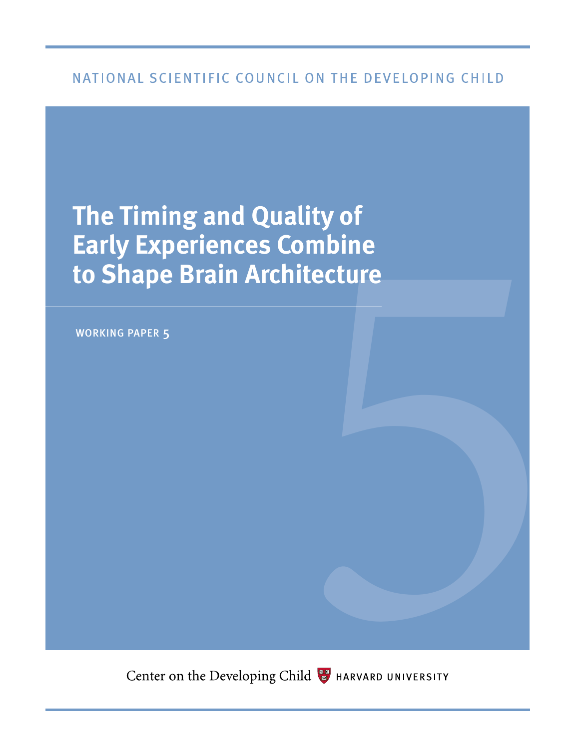NATIONAL SCIENTIFIC COUNCIL ON THE DEVELOPING CHILD

# The Timing and Quality of Early Experiences Combine to Shape Brain Architecture

WORKING PAPER 5

Center on the Developing Child HARVARD UNIVERSITY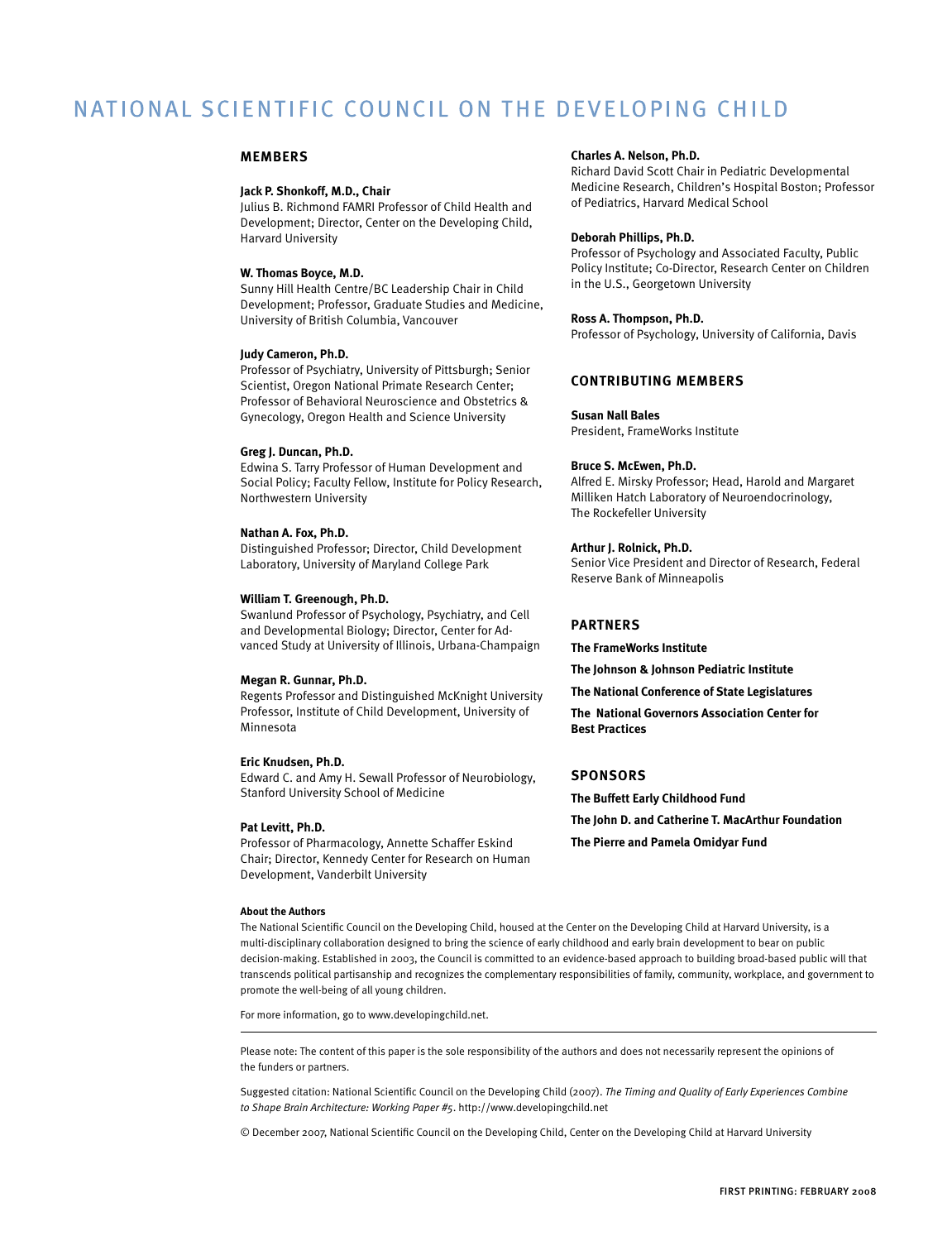# NATIONAL SCIENTIFIC COUNCIL ON THE DEVELOPING CHILD

## MEMBERS

**Jack P. Shonkoff, M.D., Chair**
Julius B. Richmond FAMRI Professor of Child Health and Development; Director, Center on the Developing Child, Harvard University

**W. Thomas Boyce, M.D.**
Sunny Hill Health Centre/BC Leadership Chair in Child Development; Professor, Graduate Studies and Medicine, University of British Columbia, Vancouver

**Judy Cameron, Ph.D.**
Professor of Psychiatry, University of Pittsburgh; Senior Scientist, Oregon National Primate Research Center; Professor of Behavioral Neuroscience and Obstetrics & Gynecology, Oregon Health and Science University

**Greg J. Duncan, Ph.D.**
Edwina S. Tarry Professor of Human Development and Social Policy; Faculty Fellow, Institute for Policy Research, Northwestern University

**Nathan A. Fox, Ph.D.**
Distinguished Professor; Director, Child Development Laboratory, University of Maryland College Park

**William T. Greenough, Ph.D.**
Swanlund Professor of Psychology, Psychiatry, and Cell and Developmental Biology; Director, Center for Advanced Study at University of Illinois, Urbana-Champaign

**Megan R. Gunnar, Ph.D.**
Regents Professor and Distinguished McKnight University Professor, Institute of Child Development, University of Minnesota

**Eric Knudsen, Ph.D.**
Edward C. and Amy H. Sewall Professor of Neurobiology, Stanford University School of Medicine

**Pat Levitt, Ph.D.**
Professor of Pharmacology, Annette Schaffer Eskind Chair; Director, Kennedy Center for Research on Human Development, Vanderbilt University

**Charles A. Nelson, Ph.D.**
Richard David Scott Chair in Pediatric Developmental Medicine Research, Children's Hospital Boston; Professor of Pediatrics, Harvard Medical School

**Deborah Phillips, Ph.D.**
Professor of Psychology and Associated Faculty, Public Policy Institute; Co-Director, Research Center on Children in the U.S., Georgetown University

**Ross A. Thompson, Ph.D.**
Professor of Psychology, University of California, Davis

## CONTRIBUTING MEMBERS

**Susan Nall Bales**
President, FrameWorks Institute

**Bruce S. McEwen, Ph.D.**
Alfred E. Mirsky Professor; Head, Harold and Margaret Milliken Hatch Laboratory of Neuroendocrinology, The Rockefeller University

**Arthur J. Rolnick, Ph.D.**
Senior Vice President and Director of Research, Federal Reserve Bank of Minneapolis

## PARTNERS

**The FrameWorks Institute**

**The Johnson & Johnson Pediatric Institute**

**The National Conference of State Legislatures**

**The National Governors Association Center for Best Practices**

## SPONSORS

**The Buffett Early Childhood Fund**

**The John D. and Catherine T. MacArthur Foundation**

**The Pierre and Pamela Omidyar Fund**

**About the Authors**

The National Scientific Council on the Developing Child, housed at the Center on the Developing Child at Harvard University, is a multi-disciplinary collaboration designed to bring the science of early childhood and early brain development to bear on public decision-making. Established in 2003, the Council is committed to an evidence-based approach to building broad-based public will that transcends political partisanship and recognizes the complementary responsibilities of family, community, workplace, and government to promote the well-being of all young children.

For more information, go to www.developingchild.net.

---

Please note: The content of this paper is the sole responsibility of the authors and does not necessarily represent the opinions of the funders or partners.

Suggested citation: National Scientific Council on the Developing Child (2007). *The Timing and Quality of Early Experiences Combine to Shape Brain Architecture: Working Paper #5*. http://www.developingchild.net

© December 2007, National Scientific Council on the Developing Child, Center on the Developing Child at Harvard University

FIRST PRINTING: FEBRUARY 2008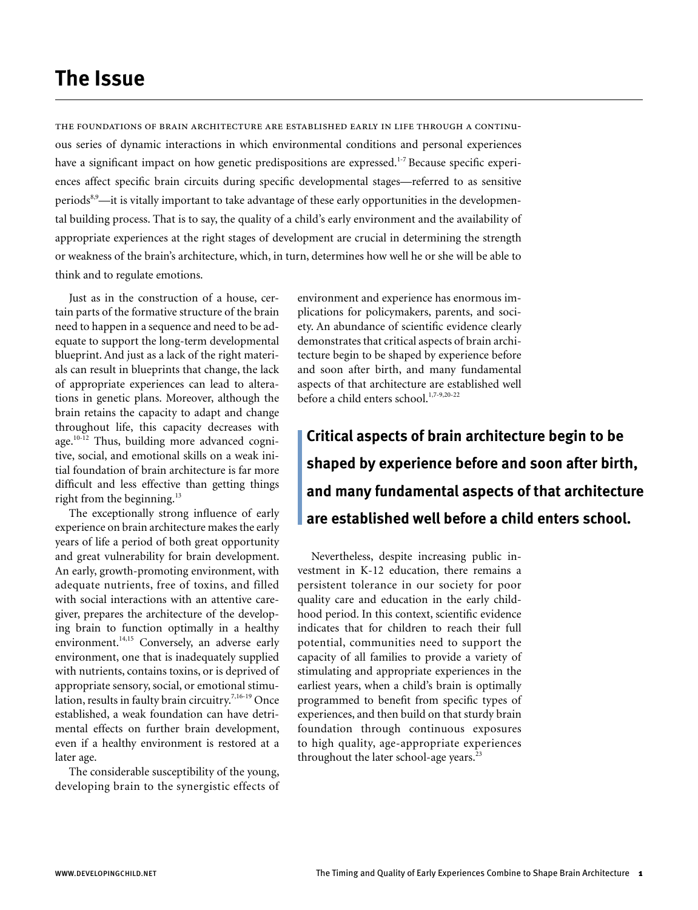# The Issue

The foundations of brain architecture are established early in life through a continuous series of dynamic interactions in which environmental conditions and personal experiences have a significant impact on how genetic predispositions are expressed.[1-7] Because specific experiences affect specific brain circuits during specific developmental stages—referred to as sensitive periods[8,9]—it is vitally important to take advantage of these early opportunities in the developmental building process. That is to say, the quality of a child's early environment and the availability of appropriate experiences at the right stages of development are crucial in determining the strength or weakness of the brain's architecture, which, in turn, determines how well he or she will be able to think and to regulate emotions.

Just as in the construction of a house, certain parts of the formative structure of the brain need to happen in a sequence and need to be adequate to support the long-term developmental blueprint. And just as a lack of the right materials can result in blueprints that change, the lack of appropriate experiences can lead to alterations in genetic plans. Moreover, although the brain retains the capacity to adapt and change throughout life, this capacity decreases with age.[10-12] Thus, building more advanced cognitive, social, and emotional skills on a weak initial foundation of brain architecture is far more difficult and less effective than getting things right from the beginning.[13]

The exceptionally strong influence of early experience on brain architecture makes the early years of life a period of both great opportunity and great vulnerability for brain development. An early, growth-promoting environment, with adequate nutrients, free of toxins, and filled with social interactions with an attentive caregiver, prepares the architecture of the developing brain to function optimally in a healthy environment.[14,15] Conversely, an adverse early environment, one that is inadequately supplied with nutrients, contains toxins, or is deprived of appropriate sensory, social, or emotional stimulation, results in faulty brain circuitry.[7,16-19] Once established, a weak foundation can have detrimental effects on further brain development, even if a healthy environment is restored at a later age.

The considerable susceptibility of the young, developing brain to the synergistic effects of environment and experience has enormous implications for policymakers, parents, and society. An abundance of scientific evidence clearly demonstrates that critical aspects of brain architecture begin to be shaped by experience before and soon after birth, and many fundamental aspects of that architecture are established well before a child enters school.[1,7-9,20-22]

**Critical aspects of brain architecture begin to be shaped by experience before and soon after birth, and many fundamental aspects of that architecture are established well before a child enters school.**

Nevertheless, despite increasing public investment in K-12 education, there remains a persistent tolerance in our society for poor quality care and education in the early childhood period. In this context, scientific evidence indicates that for children to reach their full potential, communities need to support the capacity of all families to provide a variety of stimulating and appropriate experiences in the earliest years, when a child's brain is optimally programmed to benefit from specific types of experiences, and then build on that sturdy brain foundation through continuous exposures to high quality, age-appropriate experiences throughout the later school-age years.[23]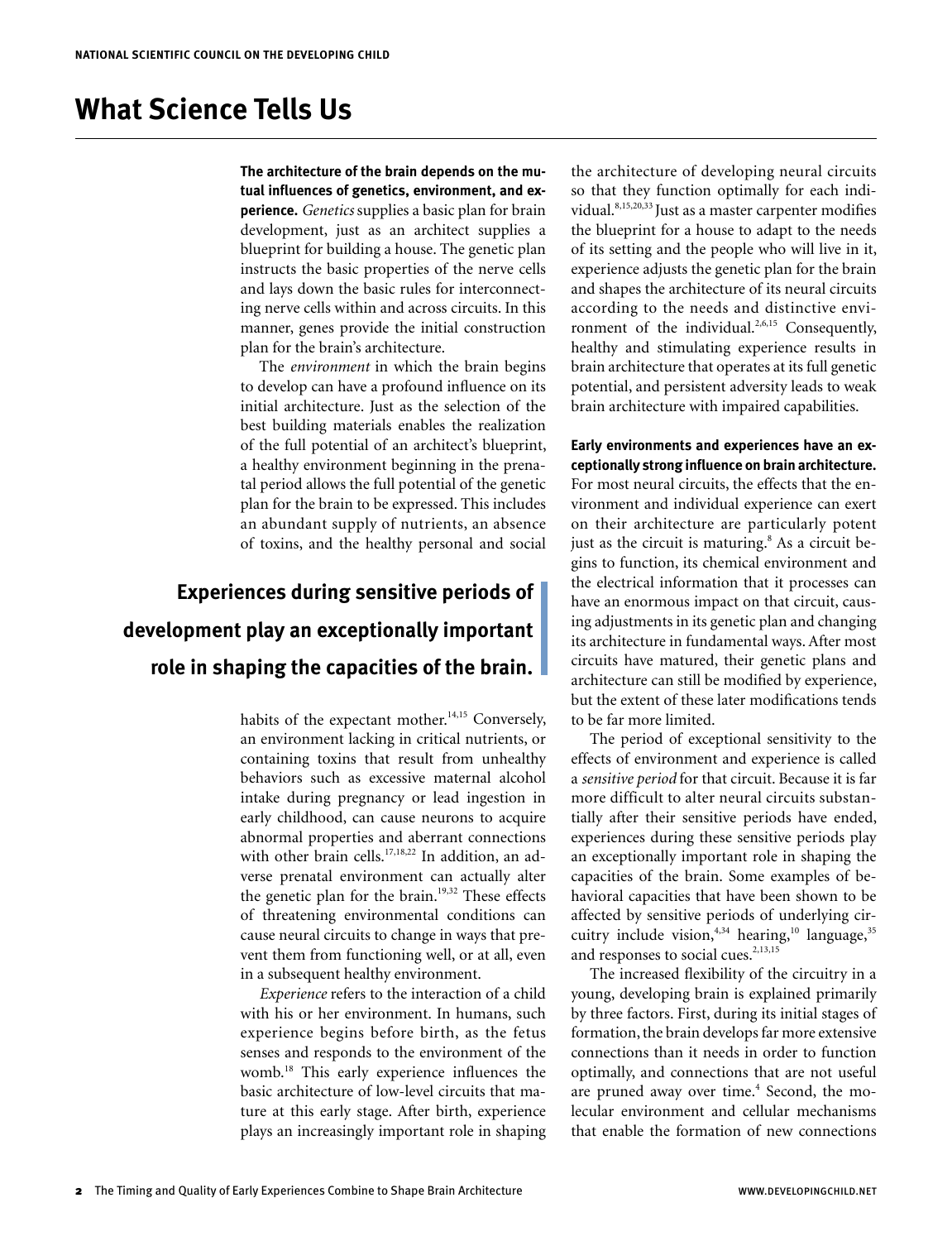# What Science Tells Us

**The architecture of the brain depends on the mutual influences of genetics, environment, and experience.** *Genetics* supplies a basic plan for brain development, just as an architect supplies a blueprint for building a house. The genetic plan instructs the basic properties of the nerve cells and lays down the basic rules for interconnecting nerve cells within and across circuits. In this manner, genes provide the initial construction plan for the brain's architecture.

The *environment* in which the brain begins to develop can have a profound influence on its initial architecture. Just as the selection of the best building materials enables the realization of the full potential of an architect's blueprint, a healthy environment beginning in the prenatal period allows the full potential of the genetic plan for the brain to be expressed. This includes an abundant supply of nutrients, an absence of toxins, and the healthy personal and social habits of the expectant mother.[14,15] Conversely, an environment lacking in critical nutrients, or containing toxins that result from unhealthy behaviors such as excessive maternal alcohol intake during pregnancy or lead ingestion in early childhood, can cause neurons to acquire abnormal properties and aberrant connections with other brain cells.[17,18,22] In addition, an adverse prenatal environment can actually alter the genetic plan for the brain.[19,32] These effects of threatening environmental conditions can cause neural circuits to change in ways that prevent them from functioning well, or at all, even in a subsequent healthy environment.

> **Experiences during sensitive periods of development play an exceptionally important role in shaping the capacities of the brain.**

*Experience* refers to the interaction of a child with his or her environment. In humans, such experience begins before birth, as the fetus senses and responds to the environment of the womb.[18] This early experience influences the basic architecture of low-level circuits that mature at this early stage. After birth, experience plays an increasingly important role in shaping the architecture of developing neural circuits so that they function optimally for each individual.[8,15,20,33] Just as a master carpenter modifies the blueprint for a house to adapt to the needs of its setting and the people who will live in it, experience adjusts the genetic plan for the brain and shapes the architecture of its neural circuits according to the needs and distinctive environment of the individual.[2,6,15] Consequently, healthy and stimulating experience results in brain architecture that operates at its full genetic potential, and persistent adversity leads to weak brain architecture with impaired capabilities.

**Early environments and experiences have an exceptionally strong influence on brain architecture.** For most neural circuits, the effects that the environment and individual experience can exert on their architecture are particularly potent just as the circuit is maturing.[8] As a circuit begins to function, its chemical environment and the electrical information that it processes can have an enormous impact on that circuit, causing adjustments in its genetic plan and changing its architecture in fundamental ways. After most circuits have matured, their genetic plans and architecture can still be modified by experience, but the extent of these later modifications tends to be far more limited.

The period of exceptional sensitivity to the effects of environment and experience is called a *sensitive period* for that circuit. Because it is far more difficult to alter neural circuits substantially after their sensitive periods have ended, experiences during these sensitive periods play an exceptionally important role in shaping the capacities of the brain. Some examples of behavioral capacities that have been shown to be affected by sensitive periods of underlying circuitry include vision,[4,34] hearing,[10] language,[35] and responses to social cues.[2,13,15]

The increased flexibility of the circuitry in a young, developing brain is explained primarily by three factors. First, during its initial stages of formation, the brain develops far more extensive connections than it needs in order to function optimally, and connections that are not useful are pruned away over time.[4] Second, the molecular environment and cellular mechanisms that enable the formation of new connections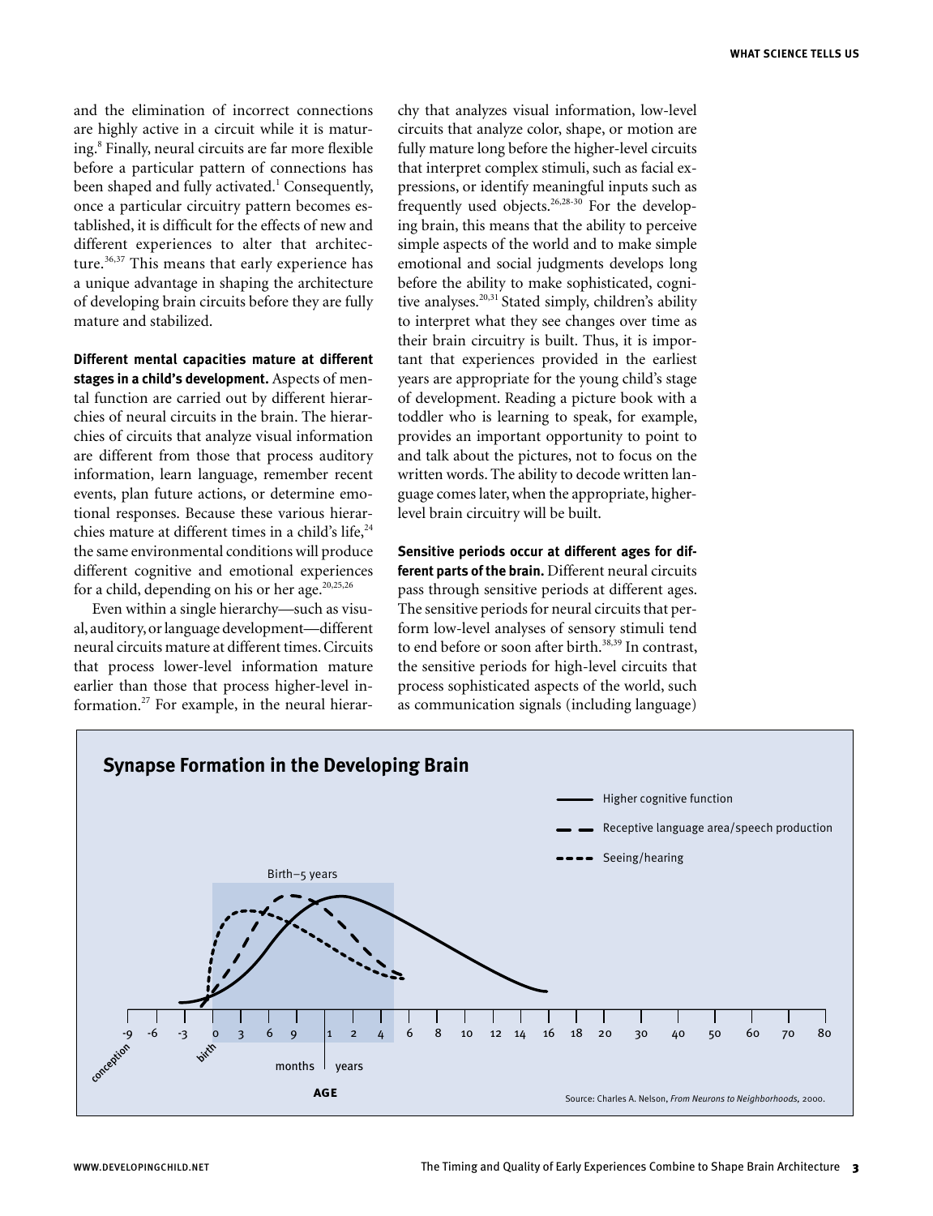and the elimination of incorrect connections are highly active in a circuit while it is maturing.[8] Finally, neural circuits are far more flexible before a particular pattern of connections has been shaped and fully activated.[1] Consequently, once a particular circuitry pattern becomes established, it is difficult for the effects of new and different experiences to alter that architecture.[36,37] This means that early experience has a unique advantage in shaping the architecture of developing brain circuits before they are fully mature and stabilized.

**Different mental capacities mature at different stages in a child's development.** Aspects of mental function are carried out by different hierarchies of neural circuits in the brain. The hierarchies of circuits that analyze visual information are different from those that process auditory information, learn language, remember recent events, plan future actions, or determine emotional responses. Because these various hierarchies mature at different times in a child's life,[24] the same environmental conditions will produce different cognitive and emotional experiences for a child, depending on his or her age.[20,25,26]

Even within a single hierarchy—such as visual, auditory, or language development—different neural circuits mature at different times. Circuits that process lower-level information mature earlier than those that process higher-level information.[27] For example, in the neural hierarchy that analyzes visual information, low-level circuits that analyze color, shape, or motion are fully mature long before the higher-level circuits that interpret complex stimuli, such as facial expressions, or identify meaningful inputs such as frequently used objects.[26,28-30] For the developing brain, this means that the ability to perceive simple aspects of the world and to make simple emotional and social judgments develops long before the ability to make sophisticated, cognitive analyses.[20,31] Stated simply, children's ability to interpret what they see changes over time as their brain circuitry is built. Thus, it is important that experiences provided in the earliest years are appropriate for the young child's stage of development. Reading a picture book with a toddler who is learning to speak, for example, provides an important opportunity to point to and talk about the pictures, not to focus on the written words. The ability to decode written language comes later, when the appropriate, higher-level brain circuitry will be built.

**Sensitive periods occur at different ages for different parts of the brain.** Different neural circuits pass through sensitive periods at different ages. The sensitive periods for neural circuits that perform low-level analyses of sensory stimuli tend to end before or soon after birth.[38,39] In contrast, the sensitive periods for high-level circuits that process sophisticated aspects of the world, such as communication signals (including language)

**Synapse Formation in the Developing Brain**

Source: Charles A. Nelson, *From Neurons to Neighborhoods*, 2000.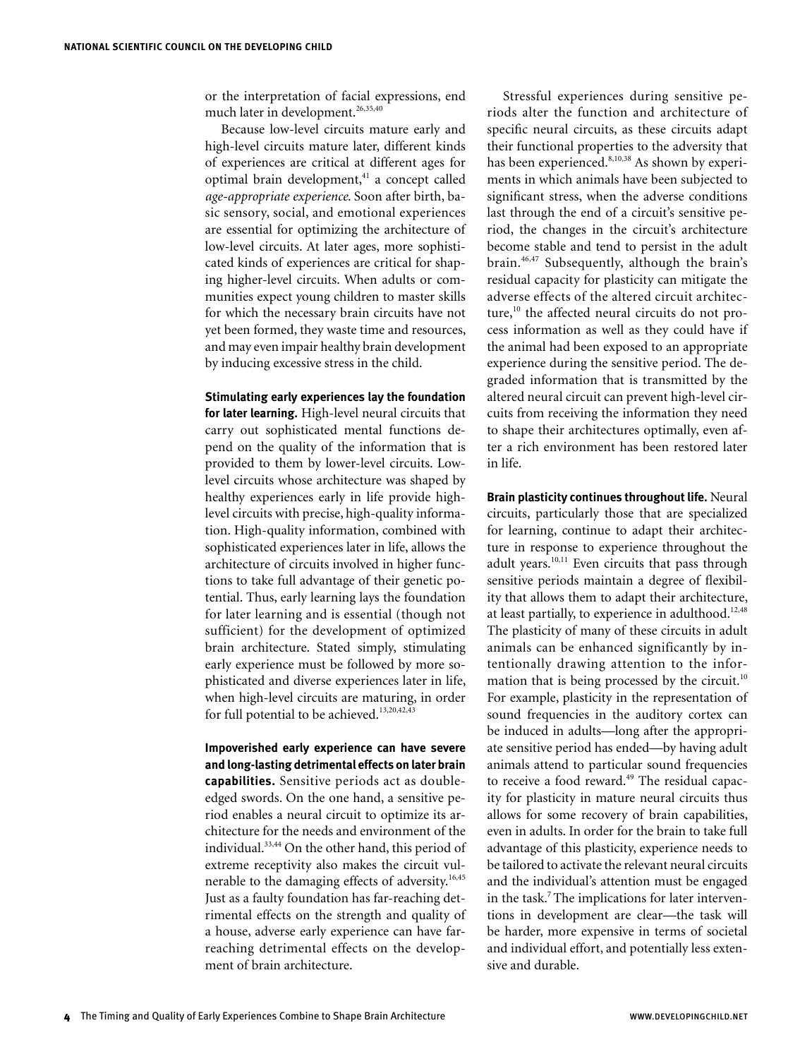or the interpretation of facial expressions, end much later in development.[26,35,40]

Because low-level circuits mature early and high-level circuits mature later, different kinds of experiences are critical at different ages for optimal brain development,[41] a concept called *age-appropriate experience*. Soon after birth, basic sensory, social, and emotional experiences are essential for optimizing the architecture of low-level circuits. At later ages, more sophisticated kinds of experiences are critical for shaping higher-level circuits. When adults or communities expect young children to master skills for which the necessary brain circuits have not yet been formed, they waste time and resources, and may even impair healthy brain development by inducing excessive stress in the child.

**Stimulating early experiences lay the foundation for later learning.** High-level neural circuits that carry out sophisticated mental functions depend on the quality of the information that is provided to them by lower-level circuits. Low-level circuits whose architecture was shaped by healthy experiences early in life provide high-level circuits with precise, high-quality information. High-quality information, combined with sophisticated experiences later in life, allows the architecture of circuits involved in higher functions to take full advantage of their genetic potential. Thus, early learning lays the foundation for later learning and is essential (though not sufficient) for the development of optimized brain architecture. Stated simply, stimulating early experience must be followed by more sophisticated and diverse experiences later in life, when high-level circuits are maturing, in order for full potential to be achieved.[13,20,42,43]

**Impoverished early experience can have severe and long-lasting detrimental effects on later brain capabilities.** Sensitive periods act as double-edged swords. On the one hand, a sensitive period enables a neural circuit to optimize its architecture for the needs and environment of the individual.[33,44] On the other hand, this period of extreme receptivity also makes the circuit vulnerable to the damaging effects of adversity.[16,45] Just as a faulty foundation has far-reaching detrimental effects on the strength and quality of a house, adverse early experience can have far-reaching detrimental effects on the development of brain architecture.

Stressful experiences during sensitive periods alter the function and architecture of specific neural circuits, as these circuits adapt their functional properties to the adversity that has been experienced.[8,10,38] As shown by experiments in which animals have been subjected to significant stress, when the adverse conditions last through the end of a circuit's sensitive period, the changes in the circuit's architecture become stable and tend to persist in the adult brain.[46,47] Subsequently, although the brain's residual capacity for plasticity can mitigate the adverse effects of the altered circuit architecture,[10] the affected neural circuits do not process information as well as they could have if the animal had been exposed to an appropriate experience during the sensitive period. The degraded information that is transmitted by the altered neural circuit can prevent high-level circuits from receiving the information they need to shape their architectures optimally, even after a rich environment has been restored later in life.

**Brain plasticity continues throughout life.** Neural circuits, particularly those that are specialized for learning, continue to adapt their architecture in response to experience throughout the adult years.[10,11] Even circuits that pass through sensitive periods maintain a degree of flexibility that allows them to adapt their architecture, at least partially, to experience in adulthood.[12,48] The plasticity of many of these circuits in adult animals can be enhanced significantly by intentionally drawing attention to the information that is being processed by the circuit.[10] For example, plasticity in the representation of sound frequencies in the auditory cortex can be induced in adults—long after the appropriate sensitive period has ended—by having adult animals attend to particular sound frequencies to receive a food reward.[49] The residual capacity for plasticity in mature neural circuits thus allows for some recovery of brain capabilities, even in adults. In order for the brain to take full advantage of this plasticity, experience needs to be tailored to activate the relevant neural circuits and the individual's attention must be engaged in the task.[7] The implications for later interventions in development are clear—the task will be harder, more expensive in terms of societal and individual effort, and potentially less extensive and durable.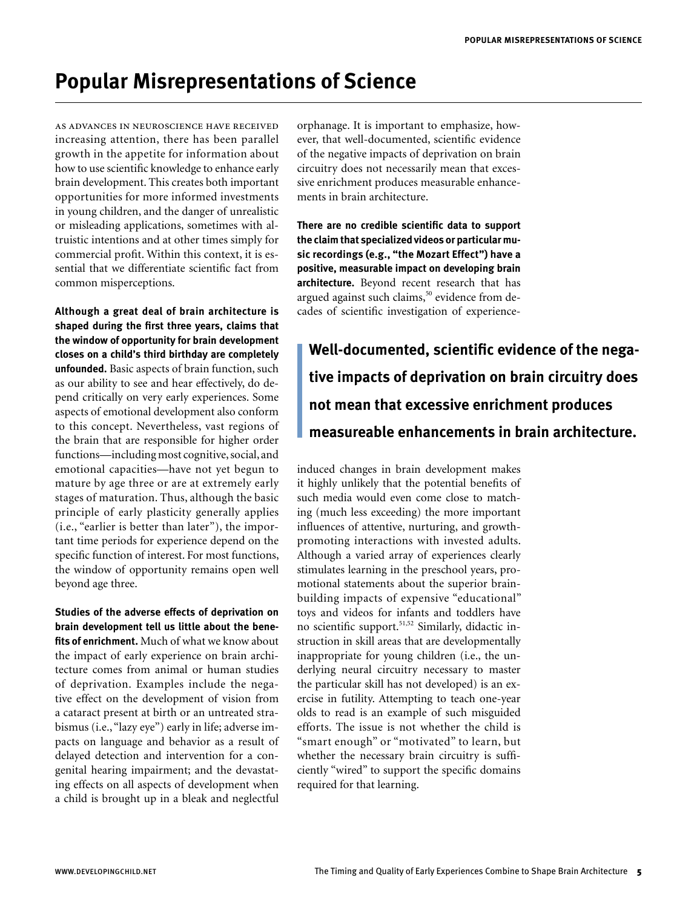# Popular Misrepresentations of Science

As advances in neuroscience have received increasing attention, there has been parallel growth in the appetite for information about how to use scientific knowledge to enhance early brain development. This creates both important opportunities for more informed investments in young children, and the danger of unrealistic or misleading applications, sometimes with altruistic intentions and at other times simply for commercial profit. Within this context, it is essential that we differentiate scientific fact from common misperceptions.

**Although a great deal of brain architecture is shaped during the first three years, claims that the window of opportunity for brain development closes on a child's third birthday are completely unfounded.** Basic aspects of brain function, such as our ability to see and hear effectively, do depend critically on very early experiences. Some aspects of emotional development also conform to this concept. Nevertheless, vast regions of the brain that are responsible for higher order functions—including most cognitive, social, and emotional capacities—have not yet begun to mature by age three or are at extremely early stages of maturation. Thus, although the basic principle of early plasticity generally applies (i.e., "earlier is better than later"), the important time periods for experience depend on the specific function of interest. For most functions, the window of opportunity remains open well beyond age three.

**Studies of the adverse effects of deprivation on brain development tell us little about the benefits of enrichment.** Much of what we know about the impact of early experience on brain architecture comes from animal or human studies of deprivation. Examples include the negative effect on the development of vision from a cataract present at birth or an untreated strabismus (i.e., "lazy eye") early in life; adverse impacts on language and behavior as a result of delayed detection and intervention for a congenital hearing impairment; and the devastating effects on all aspects of development when a child is brought up in a bleak and neglectful orphanage. It is important to emphasize, however, that well-documented, scientific evidence of the negative impacts of deprivation on brain circuitry does not necessarily mean that excessive enrichment produces measurable enhancements in brain architecture.

**There are no credible scientific data to support the claim that specialized videos or particular music recordings (e.g., "the Mozart Effect") have a positive, measurable impact on developing brain architecture.** Beyond recent research that has argued against such claims,[50] evidence from decades of scientific investigation of experience-induced changes in brain development makes it highly unlikely that the potential benefits of such media would even come close to matching (much less exceeding) the more important influences of attentive, nurturing, and growth-promoting interactions with invested adults. Although a varied array of experiences clearly stimulates learning in the preschool years, promotional statements about the superior brain-building impacts of expensive "educational" toys and videos for infants and toddlers have no scientific support.[51,52] Similarly, didactic instruction in skill areas that are developmentally inappropriate for young children (i.e., the underlying neural circuitry necessary to master the particular skill has not developed) is an exercise in futility. Attempting to teach one-year olds to read is an example of such misguided efforts. The issue is not whether the child is "smart enough" or "motivated" to learn, but whether the necessary brain circuitry is sufficiently "wired" to support the specific domains required for that learning.

> **Well-documented, scientific evidence of the negative impacts of deprivation on brain circuitry does not mean that excessive enrichment produces measureable enhancements in brain architecture.**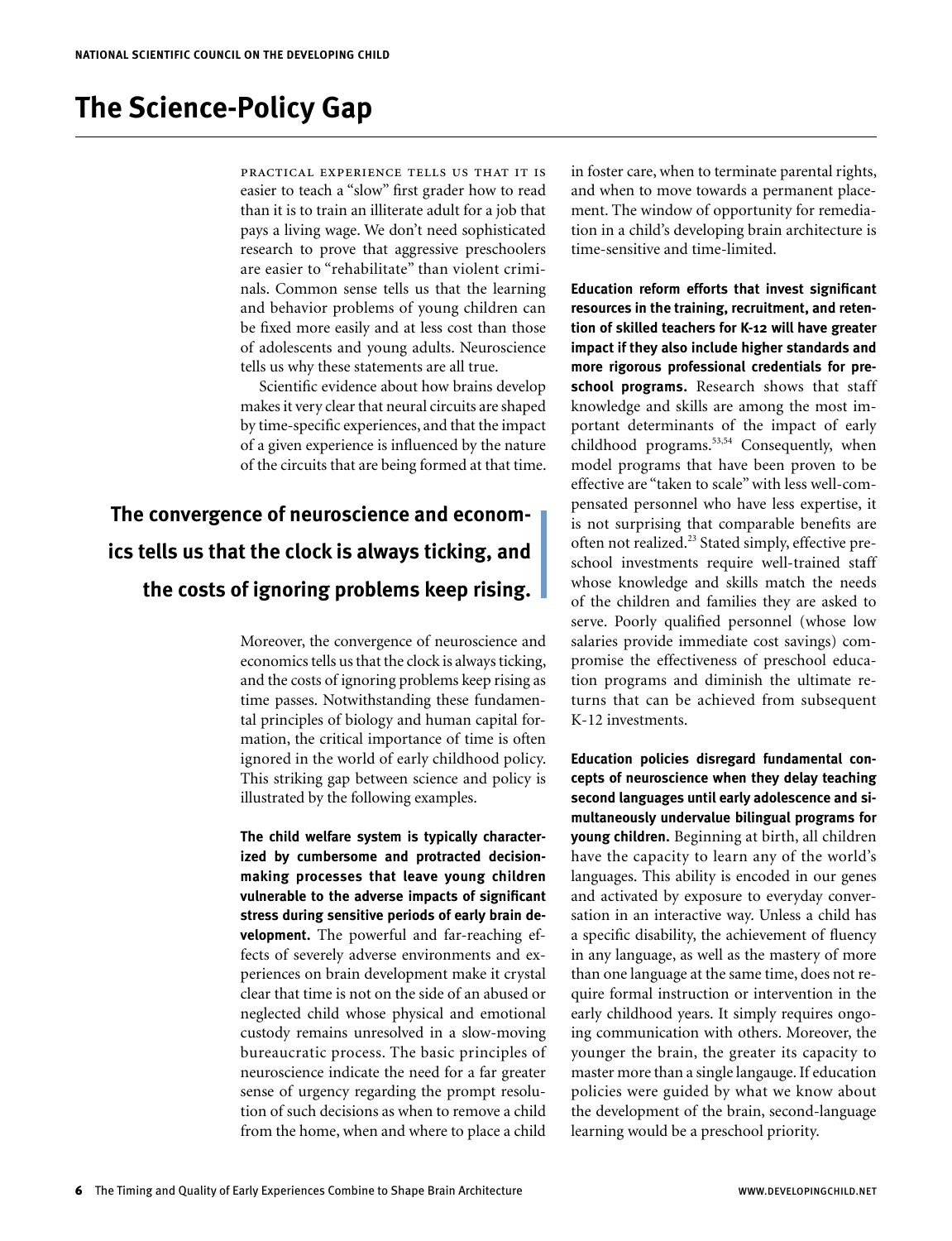# The Science-Policy Gap

Practical experience tells us that it is easier to teach a "slow" first grader how to read than it is to train an illiterate adult for a job that pays a living wage. We don't need sophisticated research to prove that aggressive preschoolers are easier to "rehabilitate" than violent criminals. Common sense tells us that the learning and behavior problems of young children can be fixed more easily and at less cost than those of adolescents and young adults. Neuroscience tells us why these statements are all true.

Scientific evidence about how brains develop makes it very clear that neural circuits are shaped by time-specific experiences, and that the impact of a given experience is influenced by the nature of the circuits that are being formed at that time.

> **The convergence of neuroscience and economics tells us that the clock is always ticking, and the costs of ignoring problems keep rising.**

Moreover, the convergence of neuroscience and economics tells us that the clock is always ticking, and the costs of ignoring problems keep rising as time passes. Notwithstanding these fundamental principles of biology and human capital formation, the critical importance of time is often ignored in the world of early childhood policy. This striking gap between science and policy is illustrated by the following examples.

**The child welfare system is typically characterized by cumbersome and protracted decision-making processes that leave young children vulnerable to the adverse impacts of significant stress during sensitive periods of early brain development.** The powerful and far-reaching effects of severely adverse environments and experiences on brain development make it crystal clear that time is not on the side of an abused or neglected child whose physical and emotional custody remains unresolved in a slow-moving bureaucratic process. The basic principles of neuroscience indicate the need for a far greater sense of urgency regarding the prompt resolution of such decisions as when to remove a child from the home, when and where to place a child in foster care, when to terminate parental rights, and when to move towards a permanent placement. The window of opportunity for remediation in a child's developing brain architecture is time-sensitive and time-limited.

**Education reform efforts that invest significant resources in the training, recruitment, and retention of skilled teachers for K-12 will have greater impact if they also include higher standards and more rigorous professional credentials for preschool programs.** Research shows that staff knowledge and skills are among the most important determinants of the impact of early childhood programs.[53,54] Consequently, when model programs that have been proven to be effective are "taken to scale" with less well-compensated personnel who have less expertise, it is not surprising that comparable benefits are often not realized.[23] Stated simply, effective preschool investments require well-trained staff whose knowledge and skills match the needs of the children and families they are asked to serve. Poorly qualified personnel (whose low salaries provide immediate cost savings) compromise the effectiveness of preschool education programs and diminish the ultimate returns that can be achieved from subsequent K-12 investments.

**Education policies disregard fundamental concepts of neuroscience when they delay teaching second languages until early adolescence and simultaneously undervalue bilingual programs for young children.** Beginning at birth, all children have the capacity to learn any of the world's languages. This ability is encoded in our genes and activated by exposure to everyday conversation in an interactive way. Unless a child has a specific disability, the achievement of fluency in any language, as well as the mastery of more than one language at the same time, does not require formal instruction or intervention in the early childhood years. It simply requires ongoing communication with others. Moreover, the younger the brain, the greater its capacity to master more than a single langauge. If education policies were guided by what we know about the development of the brain, second-language learning would be a preschool priority.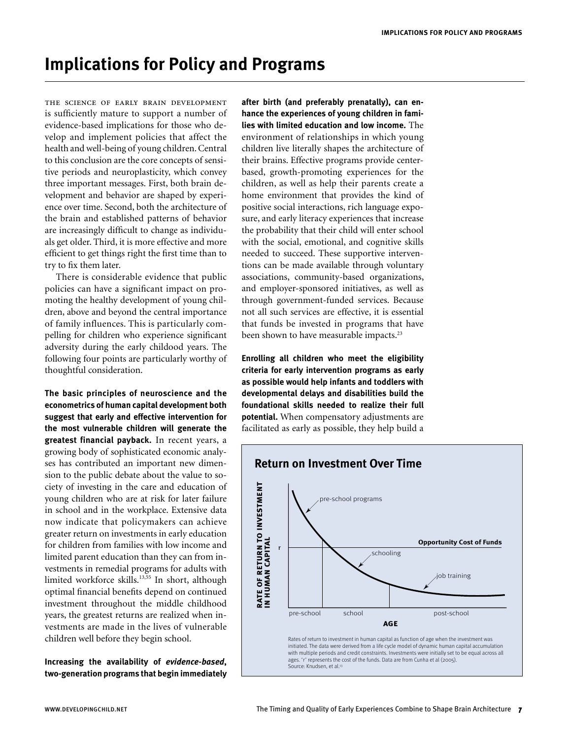# Implications for Policy and Programs

The science of early brain development is sufficiently mature to support a number of evidence-based implications for those who develop and implement policies that affect the health and well-being of young children. Central to this conclusion are the core concepts of sensitive periods and neuroplasticity, which convey three important messages. First, both brain development and behavior are shaped by experience over time. Second, both the architecture of the brain and established patterns of behavior are increasingly difficult to change as individuals get older. Third, it is more effective and more efficient to get things right the first time than to try to fix them later.

There is considerable evidence that public policies can have a significant impact on promoting the healthy development of young children, above and beyond the central importance of family influences. This is particularly compelling for children who experience significant adversity during the early childood years. The following four points are particularly worthy of thoughtful consideration.

**The basic principles of neuroscience and the econometrics of human capital development both suggest that early and effective intervention for the most vulnerable children will generate the greatest financial payback.** In recent years, a growing body of sophisticated economic analyses has contributed an important new dimension to the public debate about the value to society of investing in the care and education of young children who are at risk for later failure in school and in the workplace. Extensive data now indicate that policymakers can achieve greater return on investments in early education for children from families with low income and limited parent education than they can from investments in remedial programs for adults with limited workforce skills.[13,55] In short, although optimal financial benefits depend on continued investment throughout the middle childhood years, the greatest returns are realized when investments are made in the lives of vulnerable children well before they begin school.

**Increasing the availability of *evidence-based*, two-generation programs that begin immediately after birth (and preferably prenatally), can enhance the experiences of young children in families with limited education and low income.** The environment of relationships in which young children live literally shapes the architecture of their brains. Effective programs provide center-based, growth-promoting experiences for the children, as well as help their parents create a home environment that provides the kind of positive social interactions, rich language exposure, and early literacy experiences that increase the probability that their child will enter school with the social, emotional, and cognitive skills needed to succeed. These supportive interventions can be made available through voluntary associations, community-based organizations, and employer-sponsored initiatives, as well as through government-funded services. Because not all such services are effective, it is essential that funds be invested in programs that have been shown to have measurable impacts.[23]

**Enrolling all children who meet the eligibility criteria for early intervention programs as early as possible would help infants and toddlers with developmental delays and disabilities build the foundational skills needed to realize their full potential.** When compensatory adjustments are facilitated as early as possible, they help build a

## Return on Investment Over Time

Rates of return to investment in human capital as function of age when the investment was initiated. The data were derived from a life cycle model of dynamic human capital accumulation with multiple periods and credit constraints. Investments were initially set to be equal across all ages. "r" represents the cost of the funds. Data are from Cunha et al (2005).
Source: Knudsen, et al.[13]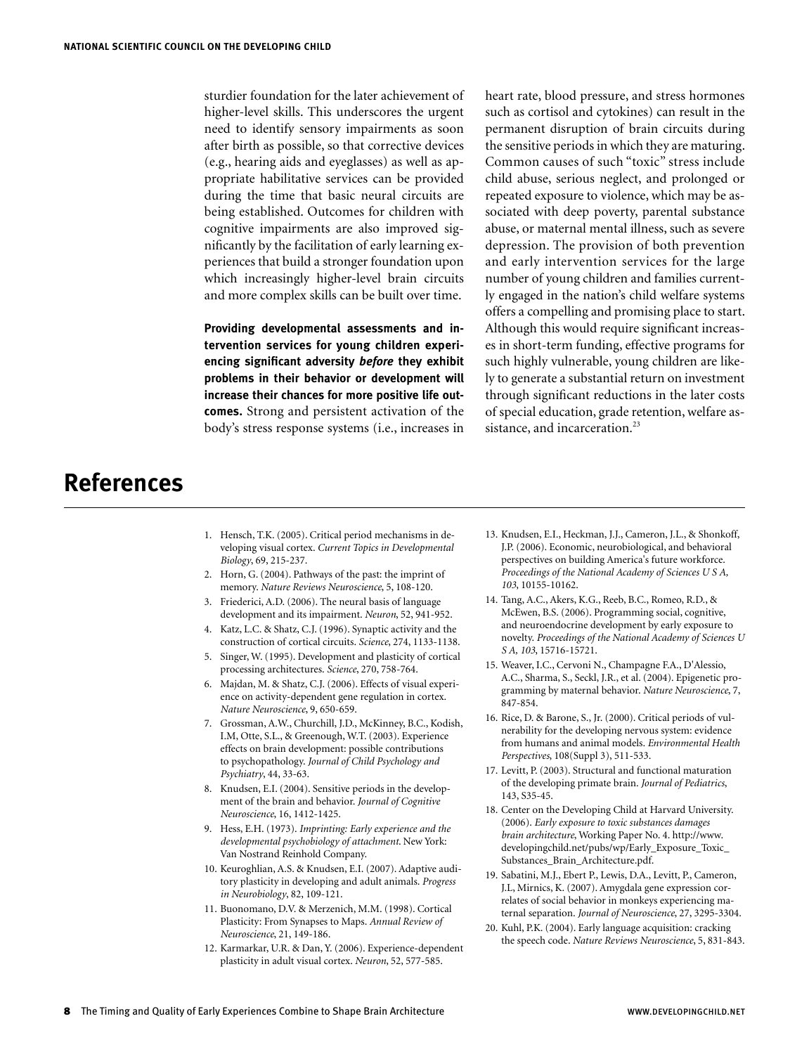sturdier foundation for the later achievement of higher-level skills. This underscores the urgent need to identify sensory impairments as soon after birth as possible, so that corrective devices (e.g., hearing aids and eyeglasses) as well as appropriate habilitative services can be provided during the time that basic neural circuits are being established. Outcomes for children with cognitive impairments are also improved significantly by the facilitation of early learning experiences that build a stronger foundation upon which increasingly higher-level brain circuits and more complex skills can be built over time.

**Providing developmental assessments and intervention services for young children experiencing significant adversity *before* they exhibit problems in their behavior or development will increase their chances for more positive life outcomes.** Strong and persistent activation of the body's stress response systems (i.e., increases in heart rate, blood pressure, and stress hormones such as cortisol and cytokines) can result in the permanent disruption of brain circuits during the sensitive periods in which they are maturing. Common causes of such "toxic" stress include child abuse, serious neglect, and prolonged or repeated exposure to violence, which may be associated with deep poverty, parental substance abuse, or maternal mental illness, such as severe depression. The provision of both prevention and early intervention services for the large number of young children and families currently engaged in the nation's child welfare systems offers a compelling and promising place to start. Although this would require significant increases in short-term funding, effective programs for such highly vulnerable, young children are likely to generate a substantial return on investment through significant reductions in the later costs of special education, grade retention, welfare assistance, and incarceration.[23]

# References

1. Hensch, T.K. (2005). Critical period mechanisms in developing visual cortex. *Current Topics in Developmental Biology*, 69, 215-237.
2. Horn, G. (2004). Pathways of the past: the imprint of memory. *Nature Reviews Neuroscience*, 5, 108-120.
3. Friederici, A.D. (2006). The neural basis of language development and its impairment. *Neuron*, 52, 941-952.
4. Katz, L.C. & Shatz, C.J. (1996). Synaptic activity and the construction of cortical circuits. *Science*, 274, 1133-1138.
5. Singer, W. (1995). Development and plasticity of cortical processing architectures. *Science*, 270, 758-764.
6. Majdan, M. & Shatz, C.J. (2006). Effects of visual experience on activity-dependent gene regulation in cortex. *Nature Neuroscience*, 9, 650-659.
7. Grossman, A.W., Churchill, J.D., McKinney, B.C., Kodish, I.M, Otte, S.L., & Greenough, W.T. (2003). Experience effects on brain development: possible contributions to psychopathology. *Journal of Child Psychology and Psychiatry*, 44, 33-63.
8. Knudsen, E.I. (2004). Sensitive periods in the development of the brain and behavior. *Journal of Cognitive Neuroscience*, 16, 1412-1425.
9. Hess, E.H. (1973). *Imprinting: Early experience and the developmental psychobiology of attachment*. New York: Van Nostrand Reinhold Company.
10. Keuroghlian, A.S. & Knudsen, E.I. (2007). Adaptive auditory plasticity in developing and adult animals. *Progress in Neurobiology*, 82, 109-121.
11. Buonomano, D.V. & Merzenich, M.M. (1998). Cortical Plasticity: From Synapses to Maps. *Annual Review of Neuroscience*, 21, 149-186.
12. Karmarkar, U.R. & Dan, Y. (2006). Experience-dependent plasticity in adult visual cortex. *Neuron*, 52, 577-585.
13. Knudsen, E.I., Heckman, J.J., Cameron, J.L., & Shonkoff, J.P. (2006). Economic, neurobiological, and behavioral perspectives on building America's future workforce. *Proceedings of the National Academy of Sciences U S A, 103*, 10155-10162.
14. Tang, A.C., Akers, K.G., Reeb, B.C., Romeo, R.D., & McEwen, B.S. (2006). Programming social, cognitive, and neuroendocrine development by early exposure to novelty. *Proceedings of the National Academy of Sciences U S A, 103*, 15716-15721.
15. Weaver, I.C., Cervoni N., Champagne F.A., D'Alessio, A.C., Sharma, S., Seckl, J.R., et al. (2004). Epigenetic programming by maternal behavior. *Nature Neuroscience*, 7, 847-854.
16. Rice, D. & Barone, S., Jr. (2000). Critical periods of vulnerability for the developing nervous system: evidence from humans and animal models. *Environmental Health Perspectives*, 108(Suppl 3), 511-533.
17. Levitt, P. (2003). Structural and functional maturation of the developing primate brain. *Journal of Pediatrics*, 143, S35-45.
18. Center on the Developing Child at Harvard University. (2006). *Early exposure to toxic substances damages brain architecture*, Working Paper No. 4. http://www.developingchild.net/pubs/wp/Early_Exposure_Toxic_Substances_Brain_Architecture.pdf.
19. Sabatini, M.J., Ebert P., Lewis, D.A., Levitt, P., Cameron, J.L, Mirnics, K. (2007). Amygdala gene expression correlates of social behavior in monkeys experiencing maternal separation. *Journal of Neuroscience*, 27, 3295-3304.
20. Kuhl, P.K. (2004). Early language acquisition: cracking the speech code. *Nature Reviews Neuroscience*, 5, 831-843.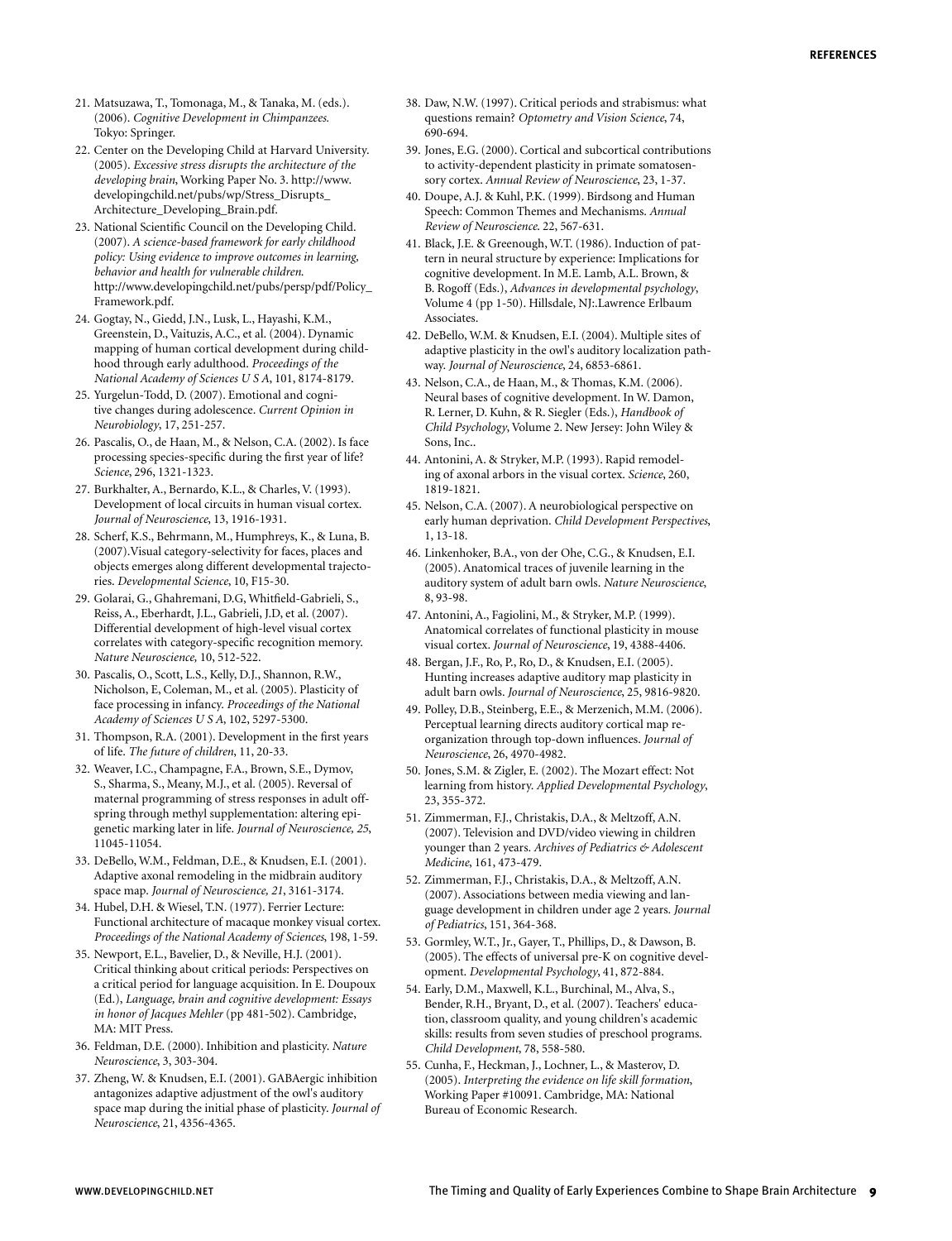21. Matsuzawa, T., Tomonaga, M., & Tanaka, M. (eds.). (2006). *Cognitive Development in Chimpanzees.* Tokyo: Springer.
22. Center on the Developing Child at Harvard University. (2005). *Excessive stress disrupts the architecture of the developing brain*, Working Paper No. 3. http://www.developingchild.net/pubs/wp/Stress_Disrupts_Architecture_Developing_Brain.pdf.
23. National Scientific Council on the Developing Child. (2007). *A science-based framework for early childhood policy: Using evidence to improve outcomes in learning, behavior and health for vulnerable children.* http://www.developingchild.net/pubs/persp/pdf/Policy_Framework.pdf.
24. Gogtay, N., Giedd, J.N., Lusk, L., Hayashi, K.M., Greenstein, D., Vaituzis, A.C., et al. (2004). Dynamic mapping of human cortical development during childhood through early adulthood. *Proceedings of the National Academy of Sciences U S A*, 101, 8174-8179.
25. Yurgelun-Todd, D. (2007). Emotional and cognitive changes during adolescence. *Current Opinion in Neurobiology*, 17, 251-257.
26. Pascalis, O., de Haan, M., & Nelson, C.A. (2002). Is face processing species-specific during the first year of life? *Science*, 296, 1321-1323.
27. Burkhalter, A., Bernardo, K.L., & Charles, V. (1993). Development of local circuits in human visual cortex. *Journal of Neuroscience*, 13, 1916-1931.
28. Scherf, K.S., Behrmann, M., Humphreys, K., & Luna, B. (2007).Visual category-selectivity for faces, places and objects emerges along different developmental trajectories. *Developmental Science*, 10, F15-30.
29. Golarai, G., Ghahremani, D.G, Whitfield-Gabrieli, S., Reiss, A., Eberhardt, J.L., Gabrieli, J.D, et al. (2007). Differential development of high-level visual cortex correlates with category-specific recognition memory. *Nature Neuroscience,* 10, 512-522.
30. Pascalis, O., Scott, L.S., Kelly, D.J., Shannon, R.W., Nicholson, E, Coleman, M., et al. (2005). Plasticity of face processing in infancy. *Proceedings of the National Academy of Sciences U S A*, 102, 5297-5300.
31. Thompson, R.A. (2001). Development in the first years of life. *The future of children*, 11, 20-33.
32. Weaver, I.C., Champagne, F.A., Brown, S.E., Dymov, S., Sharma, S., Meany, M.J., et al. (2005). Reversal of maternal programming of stress responses in adult offspring through methyl supplementation: altering epigenetic marking later in life. *Journal of Neuroscience, 25*, 11045-11054.
33. DeBello, W.M., Feldman, D.E., & Knudsen, E.I. (2001). Adaptive axonal remodeling in the midbrain auditory space map. *Journal of Neuroscience, 21*, 3161-3174.
34. Hubel, D.H. & Wiesel, T.N. (1977). Ferrier Lecture: Functional architecture of macaque monkey visual cortex. *Proceedings of the National Academy of Sciences*, 198, 1-59.
35. Newport, E.L., Bavelier, D., & Neville, H.J. (2001). Critical thinking about critical periods: Perspectives on a critical period for language acquisition. In E. Doupoux (Ed.), *Language, brain and cognitive development: Essays in honor of Jacques Mehler* (pp 481-502). Cambridge, MA: MIT Press.
36. Feldman, D.E. (2000). Inhibition and plasticity. *Nature Neuroscience*, 3, 303-304.
37. Zheng, W. & Knudsen, E.I. (2001). GABAergic inhibition antagonizes adaptive adjustment of the owl's auditory space map during the initial phase of plasticity. *Journal of Neuroscience*, 21, 4356-4365.
38. Daw, N.W. (1997). Critical periods and strabismus: what questions remain? *Optometry and Vision Science*, 74, 690-694.
39. Jones, E.G. (2000). Cortical and subcortical contributions to activity-dependent plasticity in primate somatosensory cortex. *Annual Review of Neuroscience*, 23, 1-37.
40. Doupe, A.J. & Kuhl, P.K. (1999). Birdsong and Human Speech: Common Themes and Mechanisms. *Annual Review of Neuroscience.* 22, 567-631.
41. Black, J.E. & Greenough, W.T. (1986). Induction of pattern in neural structure by experience: Implications for cognitive development. In M.E. Lamb, A.L. Brown, & B. Rogoff (Eds.), *Advances in developmental psychology*, Volume 4 (pp 1-50). Hillsdale, NJ:.Lawrence Erlbaum Associates.
42. DeBello, W.M. & Knudsen, E.I. (2004). Multiple sites of adaptive plasticity in the owl's auditory localization pathway. *Journal of Neuroscience*, 24, 6853-6861.
43. Nelson, C.A., de Haan, M., & Thomas, K.M. (2006). Neural bases of cognitive development. In W. Damon, R. Lerner, D. Kuhn, & R. Siegler (Eds.), *Handbook of Child Psychology*, Volume 2. New Jersey: John Wiley & Sons, Inc..
44. Antonini, A. & Stryker, M.P. (1993). Rapid remodeling of axonal arbors in the visual cortex. *Science*, 260, 1819-1821.
45. Nelson, C.A. (2007). A neurobiological perspective on early human deprivation. *Child Development Perspectives*, 1, 13-18.
46. Linkenhoker, B.A., von der Ohe, C.G., & Knudsen, E.I. (2005). Anatomical traces of juvenile learning in the auditory system of adult barn owls. *Nature Neuroscience*, 8, 93-98.
47. Antonini, A., Fagiolini, M., & Stryker, M.P. (1999). Anatomical correlates of functional plasticity in mouse visual cortex. *Journal of Neuroscience*, 19, 4388-4406.
48. Bergan, J.F., Ro, P., Ro, D., & Knudsen, E.I. (2005). Hunting increases adaptive auditory map plasticity in adult barn owls. *Journal of Neuroscience*, 25, 9816-9820.
49. Polley, D.B., Steinberg, E.E., & Merzenich, M.M. (2006). Perceptual learning directs auditory cortical map reorganization through top-down influences. *Journal of Neuroscience*, 26, 4970-4982.
50. Jones, S.M. & Zigler, E. (2002). The Mozart effect: Not learning from history. *Applied Developmental Psychology*, 23, 355-372.
51. Zimmerman, F.J., Christakis, D.A., & Meltzoff, A.N. (2007). Television and DVD/video viewing in children younger than 2 years. *Archives of Pediatrics & Adolescent Medicine*, 161, 473-479.
52. Zimmerman, F.J., Christakis, D.A., & Meltzoff, A.N. (2007). Associations between media viewing and language development in children under age 2 years. *Journal of Pediatrics*, 151, 364-368.
53. Gormley, W.T., Jr., Gayer, T., Phillips, D., & Dawson, B. (2005). The effects of universal pre-K on cognitive development. *Developmental Psychology*, 41, 872-884.
54. Early, D.M., Maxwell, K.L., Burchinal, M., Alva, S., Bender, R.H., Bryant, D., et al. (2007). Teachers' education, classroom quality, and young children's academic skills: results from seven studies of preschool programs. *Child Development*, 78, 558-580.
55. Cunha, F., Heckman, J., Lochner, L., & Masterov, D. (2005). *Interpreting the evidence on life skill formation*, Working Paper #10091. Cambridge, MA: National Bureau of Economic Research.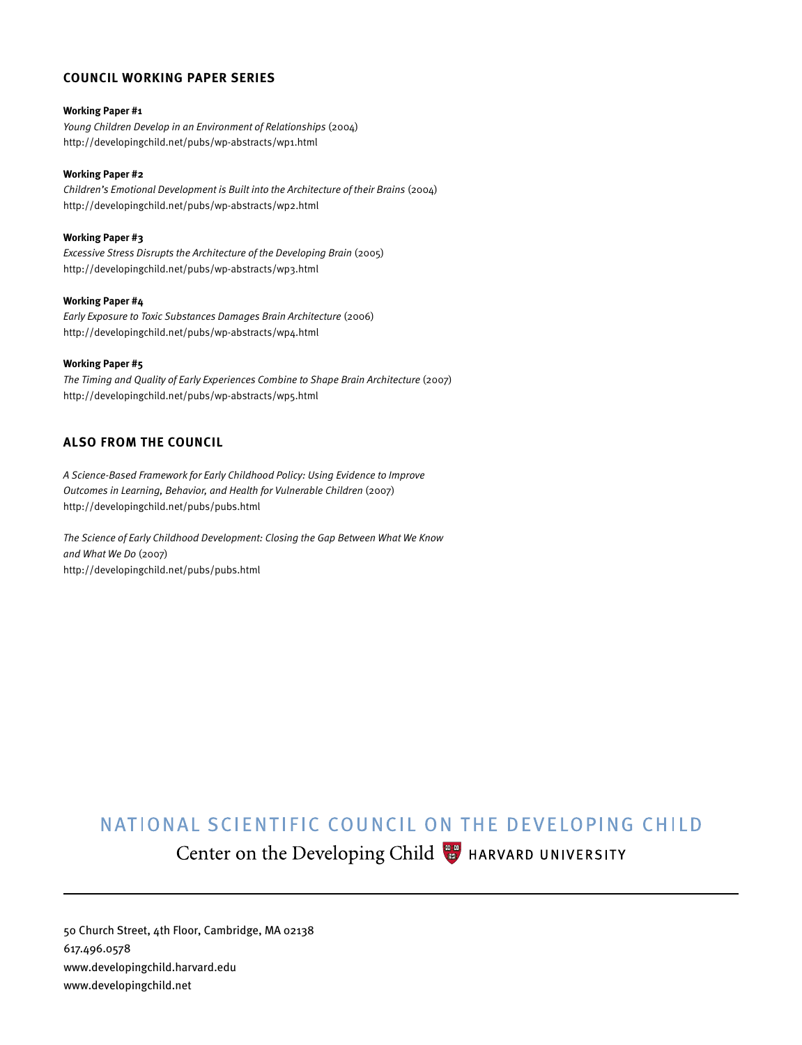## COUNCIL WORKING PAPER SERIES

**Working Paper #1**
*Young Children Develop in an Environment of Relationships* (2004)
http://developingchild.net/pubs/wp-abstracts/wp1.html

**Working Paper #2**
*Children's Emotional Development is Built into the Architecture of their Brains* (2004)
http://developingchild.net/pubs/wp-abstracts/wp2.html

**Working Paper #3**
*Excessive Stress Disrupts the Architecture of the Developing Brain* (2005)
http://developingchild.net/pubs/wp-abstracts/wp3.html

**Working Paper #4**
*Early Exposure to Toxic Substances Damages Brain Architecture* (2006)
http://developingchild.net/pubs/wp-abstracts/wp4.html

**Working Paper #5**
*The Timing and Quality of Early Experiences Combine to Shape Brain Architecture* (2007)
http://developingchild.net/pubs/wp-abstracts/wp5.html

## ALSO FROM THE COUNCIL

*A Science-Based Framework for Early Childhood Policy: Using Evidence to Improve Outcomes in Learning, Behavior, and Health for Vulnerable Children* (2007)
http://developingchild.net/pubs/pubs.html

*The Science of Early Childhood Development: Closing the Gap Between What We Know and What We Do* (2007)
http://developingchild.net/pubs/pubs.html

NATIONAL SCIENTIFIC COUNCIL ON THE DEVELOPING CHILD

Center on the Developing Child HARVARD UNIVERSITY

50 Church Street, 4th Floor, Cambridge, MA 02138
617.496.0578
www.developingchild.harvard.edu
www.developingchild.net